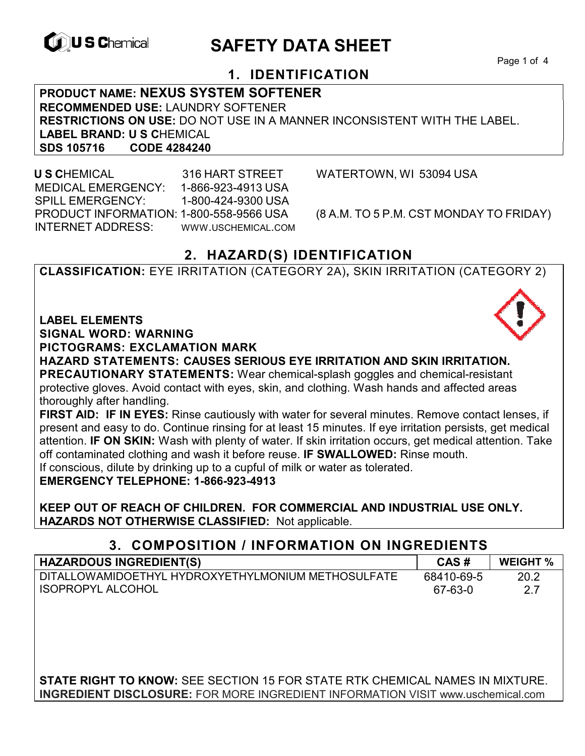U S Chemical

# SAFETY DATA SHEET

## 1. IDENTIFICATION

**PRODUCT NAME: NEXUS SYSTEM SOFTENER**
**RECOMMENDED USE:** LAUNDRY SOFTENER
**RESTRICTIONS ON USE:** DO NOT USE IN A MANNER INCONSISTENT WITH THE LABEL.
**LABEL BRAND: U S C**HEMICAL
**SDS 105716 CODE 4284240**

**U S C**HEMICAL 316 HART STREET WATERTOWN, WI 53094 USA
MEDICAL EMERGENCY: 1-866-923-4913 USA
SPILL EMERGENCY: 1-800-424-9300 USA
PRODUCT INFORMATION: 1-800-558-9566 USA (8 A.M. TO 5 P.M. CST MONDAY TO FRIDAY)
INTERNET ADDRESS: WWW.USCHEMICAL.COM

## 2. HAZARD(S) IDENTIFICATION

**CLASSIFICATION:** EYE IRRITATION (CATEGORY 2A)**,** SKIN IRRITATION (CATEGORY 2)

**LABEL ELEMENTS**
**SIGNAL WORD: WARNING**
**PICTOGRAMS: EXCLAMATION MARK**
**HAZARD STATEMENTS: CAUSES SERIOUS EYE IRRITATION AND SKIN IRRITATION.**
**PRECAUTIONARY STATEMENTS:** Wear chemical-splash goggles and chemical-resistant protective gloves. Avoid contact with eyes, skin, and clothing. Wash hands and affected areas thoroughly after handling.
**FIRST AID: IF IN EYES:** Rinse cautiously with water for several minutes. Remove contact lenses, if present and easy to do. Continue rinsing for at least 15 minutes. If eye irritation persists, get medical attention. **IF ON SKIN:** Wash with plenty of water. If skin irritation occurs, get medical attention. Take off contaminated clothing and wash it before reuse. **IF SWALLOWED:** Rinse mouth. If conscious, dilute by drinking up to a cupful of milk or water as tolerated.
**EMERGENCY TELEPHONE: 1-866-923-4913**

**KEEP OUT OF REACH OF CHILDREN. FOR COMMERCIAL AND INDUSTRIAL USE ONLY.**
**HAZARDS NOT OTHERWISE CLASSIFIED:** Not applicable.

## 3. COMPOSITION / INFORMATION ON INGREDIENTS

| HAZARDOUS INGREDIENT(S) | CAS # | WEIGHT % |
|---|---|---|
| DITALLOWAMIDOETHYL HYDROXYETHYLMONIUM METHOSULFATE | 68410-69-5 | 20.2 |
| ISOPROPYL ALCOHOL | 67-63-0 | 2.7 |

**STATE RIGHT TO KNOW:** SEE SECTION 15 FOR STATE RTK CHEMICAL NAMES IN MIXTURE.
**INGREDIENT DISCLOSURE:** FOR MORE INGREDIENT INFORMATION VISIT www.uschemical.com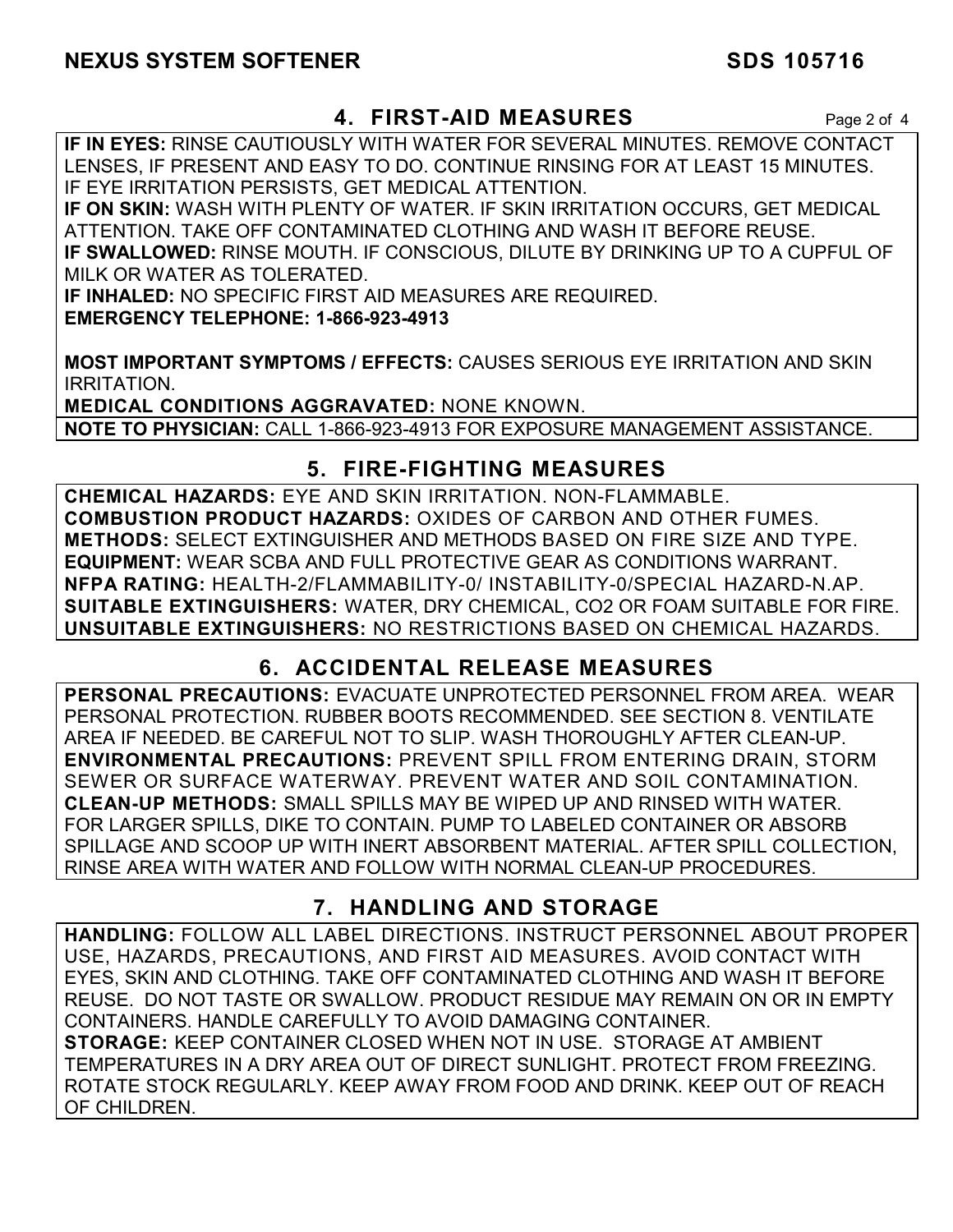## 4. FIRST-AID MEASURES

**IF IN EYES:** RINSE CAUTIOUSLY WITH WATER FOR SEVERAL MINUTES. REMOVE CONTACT LENSES, IF PRESENT AND EASY TO DO. CONTINUE RINSING FOR AT LEAST 15 MINUTES. IF EYE IRRITATION PERSISTS, GET MEDICAL ATTENTION.
**IF ON SKIN:** WASH WITH PLENTY OF WATER. IF SKIN IRRITATION OCCURS, GET MEDICAL ATTENTION. TAKE OFF CONTAMINATED CLOTHING AND WASH IT BEFORE REUSE.
**IF SWALLOWED:** RINSE MOUTH. IF CONSCIOUS, DILUTE BY DRINKING UP TO A CUPFUL OF MILK OR WATER AS TOLERATED.
**IF INHALED:** NO SPECIFIC FIRST AID MEASURES ARE REQUIRED.
**EMERGENCY TELEPHONE: 1-866-923-4913**

**MOST IMPORTANT SYMPTOMS / EFFECTS:** CAUSES SERIOUS EYE IRRITATION AND SKIN IRRITATION.
**MEDICAL CONDITIONS AGGRAVATED:** NONE KNOWN.
**NOTE TO PHYSICIAN:** CALL 1-866-923-4913 FOR EXPOSURE MANAGEMENT ASSISTANCE.

## 5. FIRE-FIGHTING MEASURES

**CHEMICAL HAZARDS:** EYE AND SKIN IRRITATION. NON-FLAMMABLE.
**COMBUSTION PRODUCT HAZARDS:** OXIDES OF CARBON AND OTHER FUMES.
**METHODS:** SELECT EXTINGUISHER AND METHODS BASED ON FIRE SIZE AND TYPE.
**EQUIPMENT:** WEAR SCBA AND FULL PROTECTIVE GEAR AS CONDITIONS WARRANT.
**NFPA RATING:** HEALTH-2/FLAMMABILITY-0/ INSTABILITY-0/SPECIAL HAZARD-N.AP.
**SUITABLE EXTINGUISHERS:** WATER, DRY CHEMICAL, $CO_2$ OR FOAM SUITABLE FOR FIRE.
**UNSUITABLE EXTINGUISHERS:** NO RESTRICTIONS BASED ON CHEMICAL HAZARDS.

## 6. ACCIDENTAL RELEASE MEASURES

**PERSONAL PRECAUTIONS:** EVACUATE UNPROTECTED PERSONNEL FROM AREA. WEAR PERSONAL PROTECTION. RUBBER BOOTS RECOMMENDED. SEE SECTION 8. VENTILATE AREA IF NEEDED. BE CAREFUL NOT TO SLIP. WASH THOROUGHLY AFTER CLEAN-UP.
**ENVIRONMENTAL PRECAUTIONS:** PREVENT SPILL FROM ENTERING DRAIN, STORM SEWER OR SURFACE WATERWAY. PREVENT WATER AND SOIL CONTAMINATION.
**CLEAN-UP METHODS:** SMALL SPILLS MAY BE WIPED UP AND RINSED WITH WATER. FOR LARGER SPILLS, DIKE TO CONTAIN. PUMP TO LABELED CONTAINER OR ABSORB SPILLAGE AND SCOOP UP WITH INERT ABSORBENT MATERIAL. AFTER SPILL COLLECTION, RINSE AREA WITH WATER AND FOLLOW WITH NORMAL CLEAN-UP PROCEDURES.

## 7. HANDLING AND STORAGE

**HANDLING:** FOLLOW ALL LABEL DIRECTIONS. INSTRUCT PERSONNEL ABOUT PROPER USE, HAZARDS, PRECAUTIONS, AND FIRST AID MEASURES. AVOID CONTACT WITH EYES, SKIN AND CLOTHING. TAKE OFF CONTAMINATED CLOTHING AND WASH IT BEFORE REUSE. DO NOT TASTE OR SWALLOW. PRODUCT RESIDUE MAY REMAIN ON OR IN EMPTY CONTAINERS. HANDLE CAREFULLY TO AVOID DAMAGING CONTAINER.
**STORAGE:** KEEP CONTAINER CLOSED WHEN NOT IN USE. STORAGE AT AMBIENT TEMPERATURES IN A DRY AREA OUT OF DIRECT SUNLIGHT. PROTECT FROM FREEZING. ROTATE STOCK REGULARLY. KEEP AWAY FROM FOOD AND DRINK. KEEP OUT OF REACH OF CHILDREN.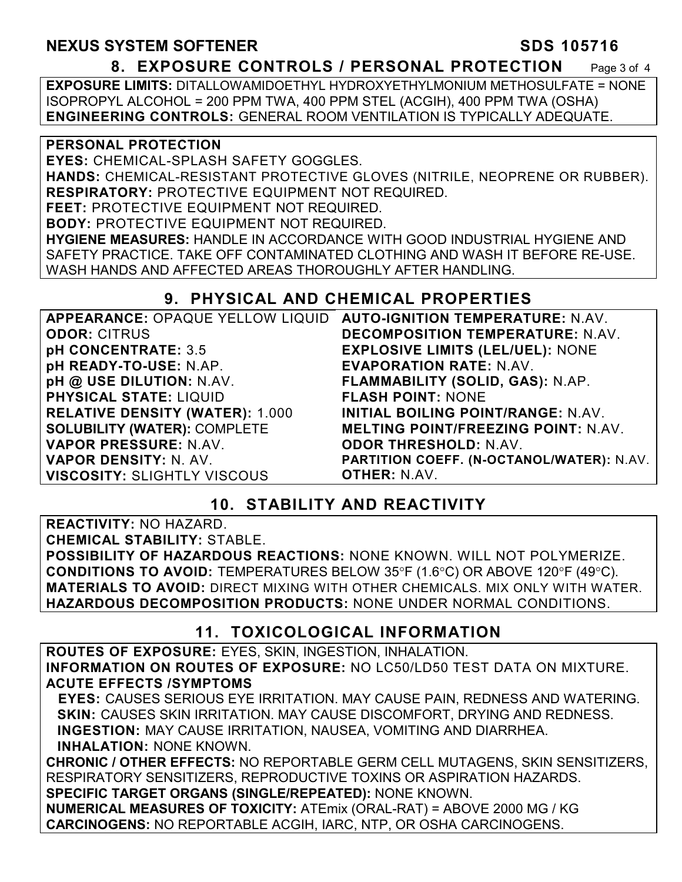## 8. EXPOSURE CONTROLS / PERSONAL PROTECTION

**EXPOSURE LIMITS:** DITALLOWAMIDOETHYL HYDROXYETHYLMONIUM METHOSULFATE = NONE
ISOPROPYL ALCOHOL = 200 PPM TWA, 400 PPM STEL (ACGIH), 400 PPM TWA (OSHA)
**ENGINEERING CONTROLS:** GENERAL ROOM VENTILATION IS TYPICALLY ADEQUATE.

**PERSONAL PROTECTION**
**EYES:** CHEMICAL-SPLASH SAFETY GOGGLES.
**HANDS:** CHEMICAL-RESISTANT PROTECTIVE GLOVES (NITRILE, NEOPRENE OR RUBBER).
**RESPIRATORY:** PROTECTIVE EQUIPMENT NOT REQUIRED.
**FEET:** PROTECTIVE EQUIPMENT NOT REQUIRED.
**BODY:** PROTECTIVE EQUIPMENT NOT REQUIRED.
**HYGIENE MEASURES:** HANDLE IN ACCORDANCE WITH GOOD INDUSTRIAL HYGIENE AND SAFETY PRACTICE. TAKE OFF CONTAMINATED CLOTHING AND WASH IT BEFORE RE-USE. WASH HANDS AND AFFECTED AREAS THOROUGHLY AFTER HANDLING.

## 9. PHYSICAL AND CHEMICAL PROPERTIES

| | |
|---|---|
| **APPEARANCE:** OPAQUE YELLOW LIQUID | **AUTO-IGNITION TEMPERATURE:** N.AV. |
| **ODOR:** CITRUS | **DECOMPOSITION TEMPERATURE:** N.AV. |
| **pH CONCENTRATE:** 3.5 | **EXPLOSIVE LIMITS (LEL/UEL):** NONE |
| **pH READY-TO-USE:** N.AP. | **EVAPORATION RATE:** N.AV. |
| **pH @ USE DILUTION:** N.AV. | **FLAMMABILITY (SOLID, GAS):** N.AP. |
| **PHYSICAL STATE:** LIQUID | **FLASH POINT:** NONE |
| **RELATIVE DENSITY (WATER):** 1.000 | **INITIAL BOILING POINT/RANGE:** N.AV. |
| **SOLUBILITY (WATER):** COMPLETE | **MELTING POINT/FREEZING POINT:** N.AV. |
| **VAPOR PRESSURE:** N.AV. | **ODOR THRESHOLD:** N.AV. |
| **VAPOR DENSITY:** N. AV. | **PARTITION COEFF. (N-OCTANOL/WATER):** N.AV. |
| **VISCOSITY:** SLIGHTLY VISCOUS | **OTHER:** N.AV. |

## 10. STABILITY AND REACTIVITY

**REACTIVITY:** NO HAZARD.
**CHEMICAL STABILITY:** STABLE.
**POSSIBILITY OF HAZARDOUS REACTIONS:** NONE KNOWN. WILL NOT POLYMERIZE.
**CONDITIONS TO AVOID:** TEMPERATURES BELOW 35°F (1.6°C) OR ABOVE 120°F (49°C).
**MATERIALS TO AVOID:** DIRECT MIXING WITH OTHER CHEMICALS. MIX ONLY WITH WATER.
**HAZARDOUS DECOMPOSITION PRODUCTS:** NONE UNDER NORMAL CONDITIONS.

## 11. TOXICOLOGICAL INFORMATION

**ROUTES OF EXPOSURE:** EYES, SKIN, INGESTION, INHALATION.
**INFORMATION ON ROUTES OF EXPOSURE:** NO LC50/LD50 TEST DATA ON MIXTURE.
**ACUTE EFFECTS /SYMPTOMS**
**EYES:** CAUSES SERIOUS EYE IRRITATION. MAY CAUSE PAIN, REDNESS AND WATERING.
**SKIN:** CAUSES SKIN IRRITATION. MAY CAUSE DISCOMFORT, DRYING AND REDNESS.
**INGESTION:** MAY CAUSE IRRITATION, NAUSEA, VOMITING AND DIARRHEA.
**INHALATION:** NONE KNOWN.
**CHRONIC / OTHER EFFECTS:** NO REPORTABLE GERM CELL MUTAGENS, SKIN SENSITIZERS, RESPIRATORY SENSITIZERS, REPRODUCTIVE TOXINS OR ASPIRATION HAZARDS.
**SPECIFIC TARGET ORGANS (SINGLE/REPEATED):** NONE KNOWN.
**NUMERICAL MEASURES OF TOXICITY:** ATEmix (ORAL-RAT) = ABOVE 2000 MG / KG
**CARCINOGENS:** NO REPORTABLE ACGIH, IARC, NTP, OR OSHA CARCINOGENS.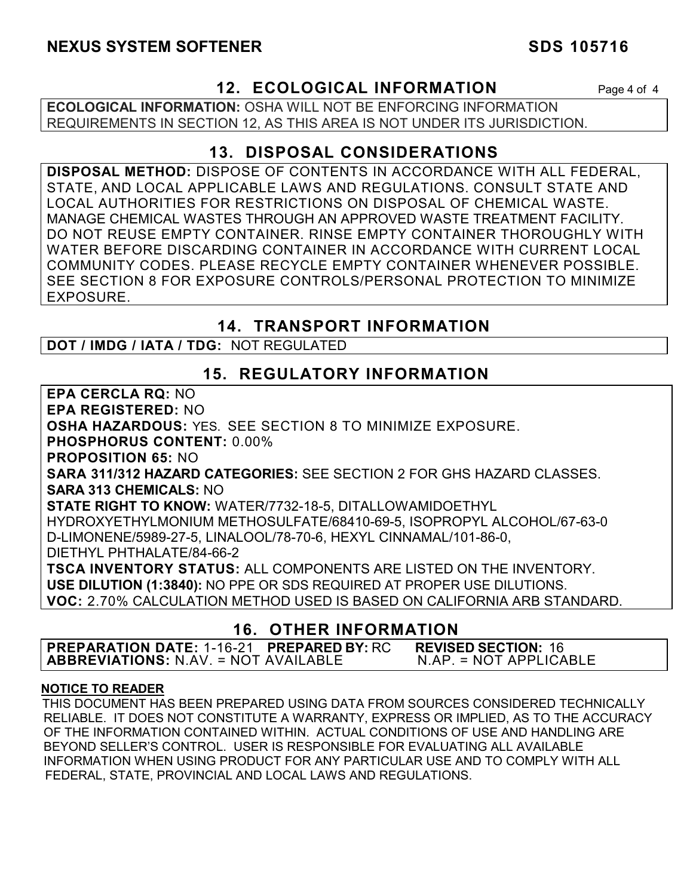## 12. ECOLOGICAL INFORMATION

**ECOLOGICAL INFORMATION:** OSHA WILL NOT BE ENFORCING INFORMATION REQUIREMENTS IN SECTION 12, AS THIS AREA IS NOT UNDER ITS JURISDICTION.

## 13. DISPOSAL CONSIDERATIONS

**DISPOSAL METHOD:** DISPOSE OF CONTENTS IN ACCORDANCE WITH ALL FEDERAL, STATE, AND LOCAL APPLICABLE LAWS AND REGULATIONS. CONSULT STATE AND LOCAL AUTHORITIES FOR RESTRICTIONS ON DISPOSAL OF CHEMICAL WASTE. MANAGE CHEMICAL WASTES THROUGH AN APPROVED WASTE TREATMENT FACILITY. DO NOT REUSE EMPTY CONTAINER. RINSE EMPTY CONTAINER THOROUGHLY WITH WATER BEFORE DISCARDING CONTAINER IN ACCORDANCE WITH CURRENT LOCAL COMMUNITY CODES. PLEASE RECYCLE EMPTY CONTAINER WHENEVER POSSIBLE. SEE SECTION 8 FOR EXPOSURE CONTROLS/PERSONAL PROTECTION TO MINIMIZE EXPOSURE.

## 14. TRANSPORT INFORMATION

**DOT / IMDG / IATA / TDG:** NOT REGULATED

## 15. REGULATORY INFORMATION

**EPA CERCLA RQ:** NO
**EPA REGISTERED:** NO
**OSHA HAZARDOUS:** YES. SEE SECTION 8 TO MINIMIZE EXPOSURE.
**PHOSPHORUS CONTENT:** 0.00%
**PROPOSITION 65:** NO
**SARA 311/312 HAZARD CATEGORIES:** SEE SECTION 2 FOR GHS HAZARD CLASSES.
**SARA 313 CHEMICALS:** NO
**STATE RIGHT TO KNOW:** WATER/7732-18-5, DITALLOWAMIDOETHYL HYDROXYETHYLMONIUM METHOSULFATE/68410-69-5, ISOPROPYL ALCOHOL/67-63-0 D-LIMONENE/5989-27-5, LINALOOL/78-70-6, HEXYL CINNAMAL/101-86-0, DIETHYL PHTHALATE/84-66-2
**TSCA INVENTORY STATUS:** ALL COMPONENTS ARE LISTED ON THE INVENTORY.
**USE DILUTION (1:3840):** NO PPE OR SDS REQUIRED AT PROPER USE DILUTIONS.
**VOC:** 2.70% CALCULATION METHOD USED IS BASED ON CALIFORNIA ARB STANDARD.

## 16. OTHER INFORMATION

**PREPARATION DATE:** 1-16-21 **PREPARED BY:** RC **REVISED SECTION:** 16
**ABBREVIATIONS:** N.AV. = NOT AVAILABLE N.AP. = NOT APPLICABLE

**NOTICE TO READER**

THIS DOCUMENT HAS BEEN PREPARED USING DATA FROM SOURCES CONSIDERED TECHNICALLY RELIABLE. IT DOES NOT CONSTITUTE A WARRANTY, EXPRESS OR IMPLIED, AS TO THE ACCURACY OF THE INFORMATION CONTAINED WITHIN. ACTUAL CONDITIONS OF USE AND HANDLING ARE BEYOND SELLER'S CONTROL. USER IS RESPONSIBLE FOR EVALUATING ALL AVAILABLE INFORMATION WHEN USING PRODUCT FOR ANY PARTICULAR USE AND TO COMPLY WITH ALL FEDERAL, STATE, PROVINCIAL AND LOCAL LAWS AND REGULATIONS.